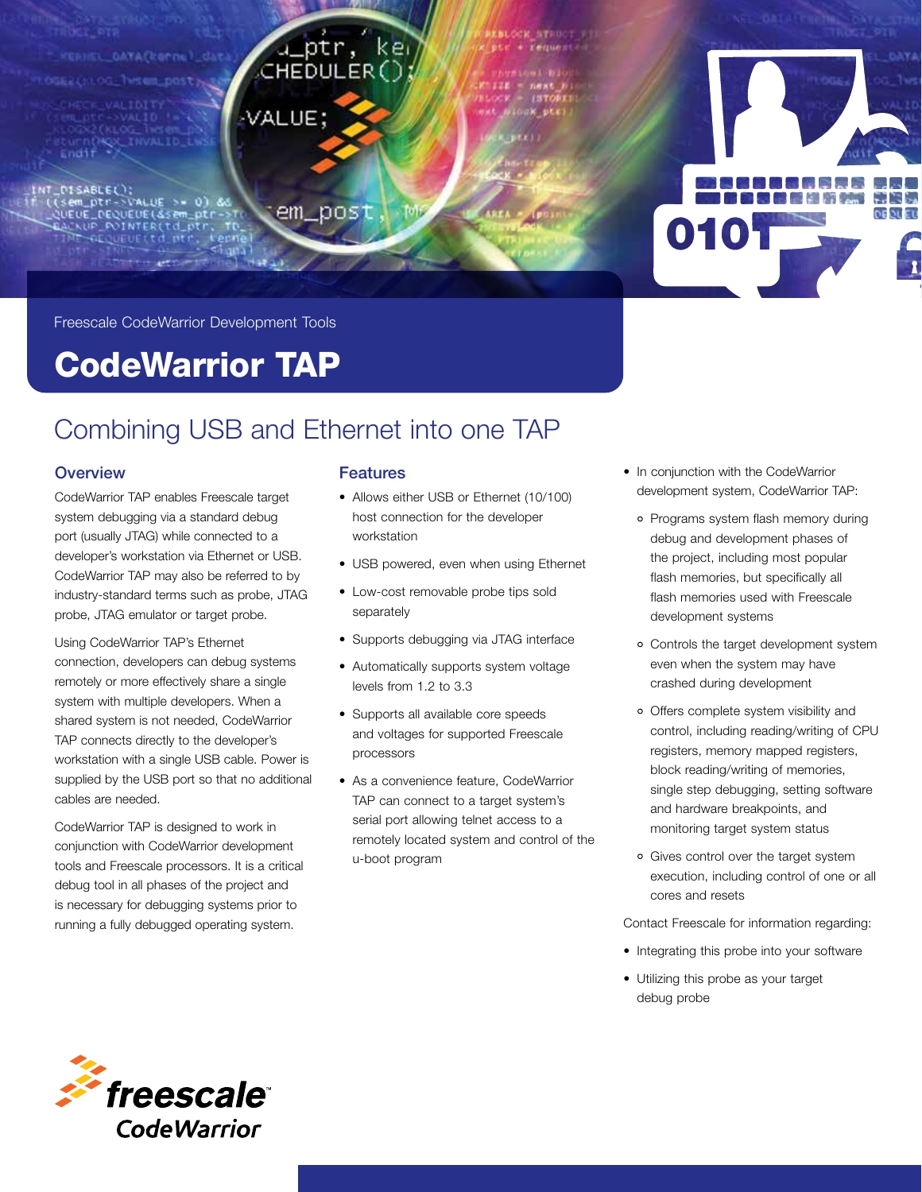Freescale CodeWarrior Development Tools

# CodeWarrior TAP

## Combining USB and Ethernet into one TAP

### Overview

CodeWarrior TAP enables Freescale target system debugging via a standard debug port (usually JTAG) while connected to a developer's workstation via Ethernet or USB. CodeWarrior TAP may also be referred to by industry-standard terms such as probe, JTAG probe, JTAG emulator or target probe.

Using CodeWarrior TAP's Ethernet connection, developers can debug systems remotely or more effectively share a single system with multiple developers. When a shared system is not needed, CodeWarrior TAP connects directly to the developer's workstation with a single USB cable. Power is supplied by the USB port so that no additional cables are needed.

CodeWarrior TAP is designed to work in conjunction with CodeWarrior development tools and Freescale processors. It is a critical debug tool in all phases of the project and is necessary for debugging systems prior to running a fully debugged operating system.

### Features

- Allows either USB or Ethernet (10/100) host connection for the developer workstation
- USB powered, even when using Ethernet
- Low-cost removable probe tips sold separately
- Supports debugging via JTAG interface
- Automatically supports system voltage levels from 1.2 to 3.3
- Supports all available core speeds and voltages for supported Freescale processors
- As a convenience feature, CodeWarrior TAP can connect to a target system's serial port allowing telnet access to a remotely located system and control of the u-boot program
- In conjunction with the CodeWarrior development system, CodeWarrior TAP:
  - Programs system flash memory during debug and development phases of the project, including most popular flash memories, but specifically all flash memories used with Freescale development systems
  - Controls the target development system even when the system may have crashed during development
  - Offers complete system visibility and control, including reading/writing of CPU registers, memory mapped registers, block reading/writing of memories, single step debugging, setting software and hardware breakpoints, and monitoring target system status
  - Gives control over the target system execution, including control of one or all cores and resets

Contact Freescale for information regarding:

- Integrating this probe into your software
- Utilizing this probe as your target debug probe

freescale CodeWarrior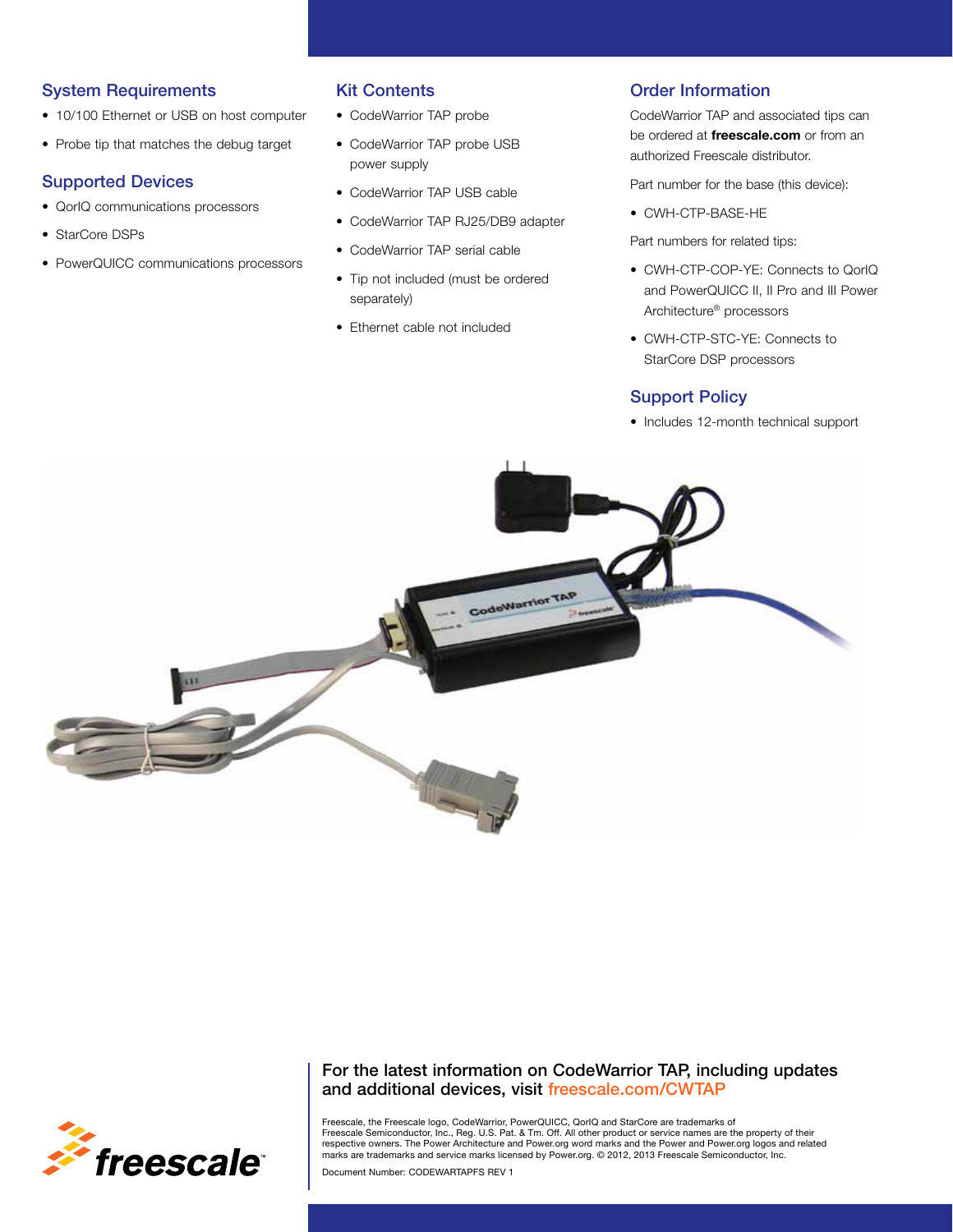## System Requirements

- 10/100 Ethernet or USB on host computer
- Probe tip that matches the debug target

## Supported Devices

- QorIQ communications processors
- StarCore DSPs
- PowerQUICC communications processors

## Kit Contents

- CodeWarrior TAP probe
- CodeWarrior TAP probe USB power supply
- CodeWarrior TAP USB cable
- CodeWarrior TAP RJ25/DB9 adapter
- CodeWarrior TAP serial cable
- Tip not included (must be ordered separately)
- Ethernet cable not included

## Order Information

CodeWarrior TAP and associated tips can be ordered at **freescale.com** or from an authorized Freescale distributor.

Part number for the base (this device):

- CWH-CTP-BASE-HE

Part numbers for related tips:

- CWH-CTP-COP-YE: Connects to QorIQ and PowerQUICC II, II Pro and III Power Architecture® processors
- CWH-CTP-STC-YE: Connects to StarCore DSP processors

## Support Policy

- Includes 12-month technical support

**For the latest information on CodeWarrior TAP, including updates and additional devices, visit freescale.com/CWTAP**

Freescale, the Freescale logo, CodeWarrior, PowerQUICC, QorIQ and StarCore are trademarks of Freescale Semiconductor, Inc., Reg. U.S. Pat. & Tm. Off. All other product or service names are the property of their respective owners. The Power Architecture and Power.org word marks and the Power and Power.org logos and related marks are trademarks and service marks licensed by Power.org. © 2012, 2013 Freescale Semiconductor, Inc.

Document Number: CODEWARTAPFS REV 1